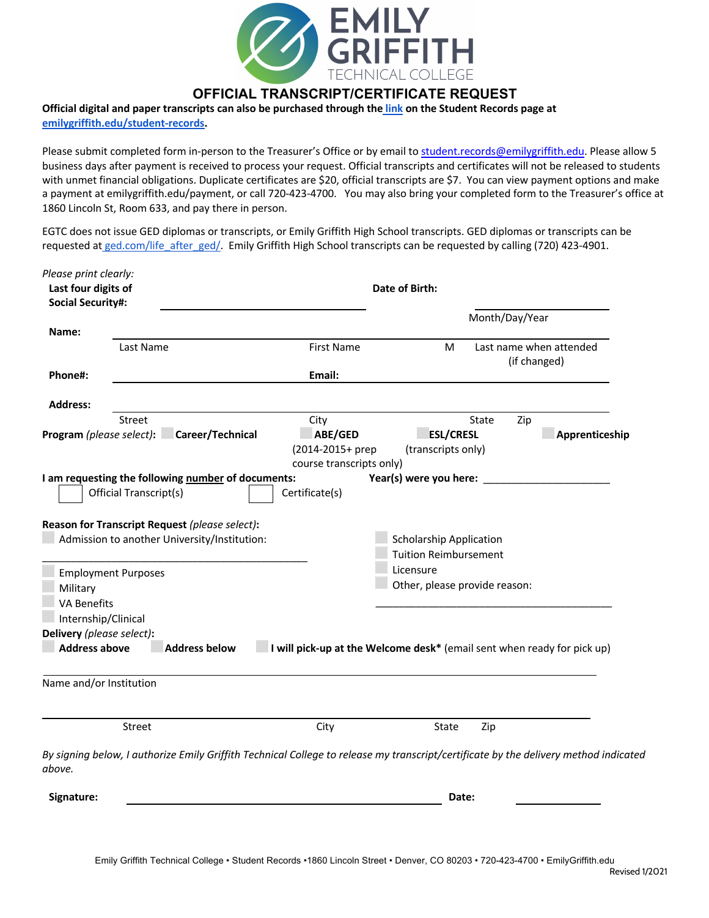EMILY GRIFFITH TECHNICAL COLLEGE

# OFFICIAL TRANSCRIPT/CERTIFICATE REQUEST

**Official digital and paper transcripts can also be purchased through the link on the Student Records page at emilygriffith.edu/student-records.**

Please submit completed form in-person to the Treasurer's Office or by email to student.records@emilygriffith.edu. Please allow 5 business days after payment is received to process your request. Official transcripts and certificates will not be released to students with unmet financial obligations. Duplicate certificates are $20, official transcripts are $7. You can view payment options and make a payment at emilygriffith.edu/payment, or call 720-423-4700. You may also bring your completed form to the Treasurer's office at 1860 Lincoln St, Room 633, and pay there in person.

EGTC does not issue GED diplomas or transcripts, or Emily Griffith High School transcripts. GED diplomas or transcripts can be requested at ged.com/life_after_ged/. Emily Griffith High School transcripts can be requested by calling (720) 423-4901.

*Please print clearly:*

**Last four digits of Social Security#:** ______________________ **Date of Birth:** ______________________ Month/Day/Year

**Name:** ________________________________________________
Last Name | First Name | M | Last name when attended (if changed)

**Phone#:** ______________________ **Email:** ______________________

**Address:** ________________________________________________
Street | City | State | Zip

**Program** *(please select)*: ☐ **Career/Technical** ☐ **ABE/GED** (2014-2015+ prep course transcripts only) ☐ **ESL/CRESL** (transcripts only) ☐ **Apprenticeship**

**I am requesting the following number of documents:** ☐ Official Transcript(s) ☐ Certificate(s)

**Year(s) were you here:** ______________________

**Reason for Transcript Request** *(please select)*:

- ☐ Admission to another University/Institution: ______________________
- ☐ Employment Purposes
- ☐ Military
- ☐ VA Benefits
- ☐ Internship/Clinical
- ☐ Scholarship Application
- ☐ Tuition Reimbursement
- ☐ Licensure
- ☐ Other, please provide reason: ______________________

**Delivery** *(please select)*:

☐ **Address above** ☐ **Address below** ☐ **I will pick-up at the Welcome desk*** (email sent when ready for pick up)

________________________________________________
Name and/or Institution

________________________________________________
Street | City | State | Zip

*By signing below, I authorize Emily Griffith Technical College to release my transcript/certificate by the delivery method indicated above.*

**Signature:** ______________________ **Date:** ______________

Emily Griffith Technical College • Student Records •1860 Lincoln Street • Denver, CO 80203 • 720-423-4700 • EmilyGriffith.edu

Revised 1/2021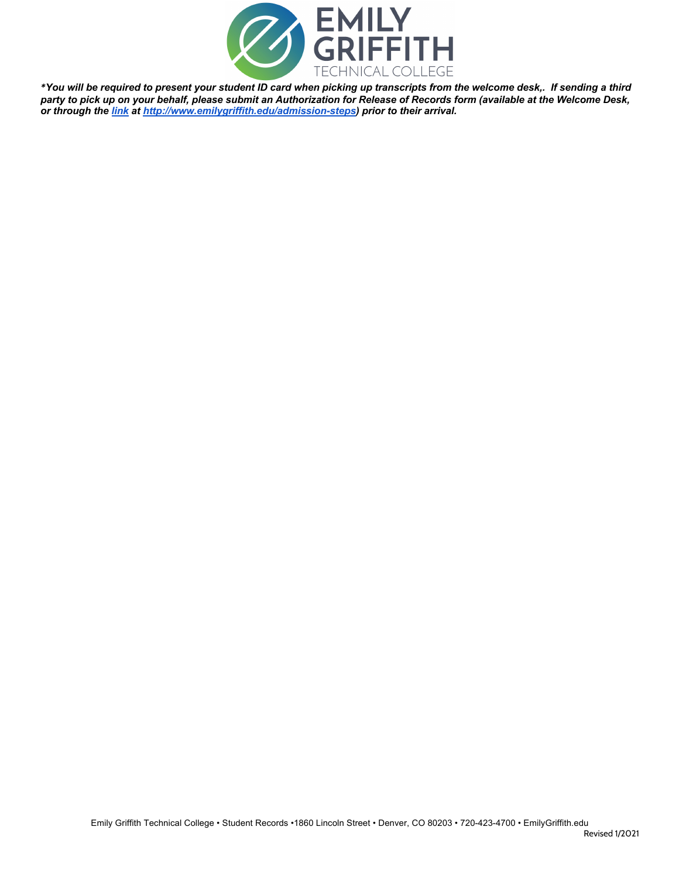***You will be required to present your student ID card when picking up transcripts from the welcome desk,. If sending a third party to pick up on your behalf, please submit an Authorization for Release of Records form (available at the Welcome Desk, or through the [link](http://www.emilygriffith.edu/admission-steps) at [http://www.emilygriffith.edu/admission-steps](http://www.emilygriffith.edu/admission-steps)) prior to their arrival.***

Emily Griffith Technical College • Student Records •1860 Lincoln Street • Denver, CO 80203 • 720-423-4700 • EmilyGriffith.edu

Revised 1/2021